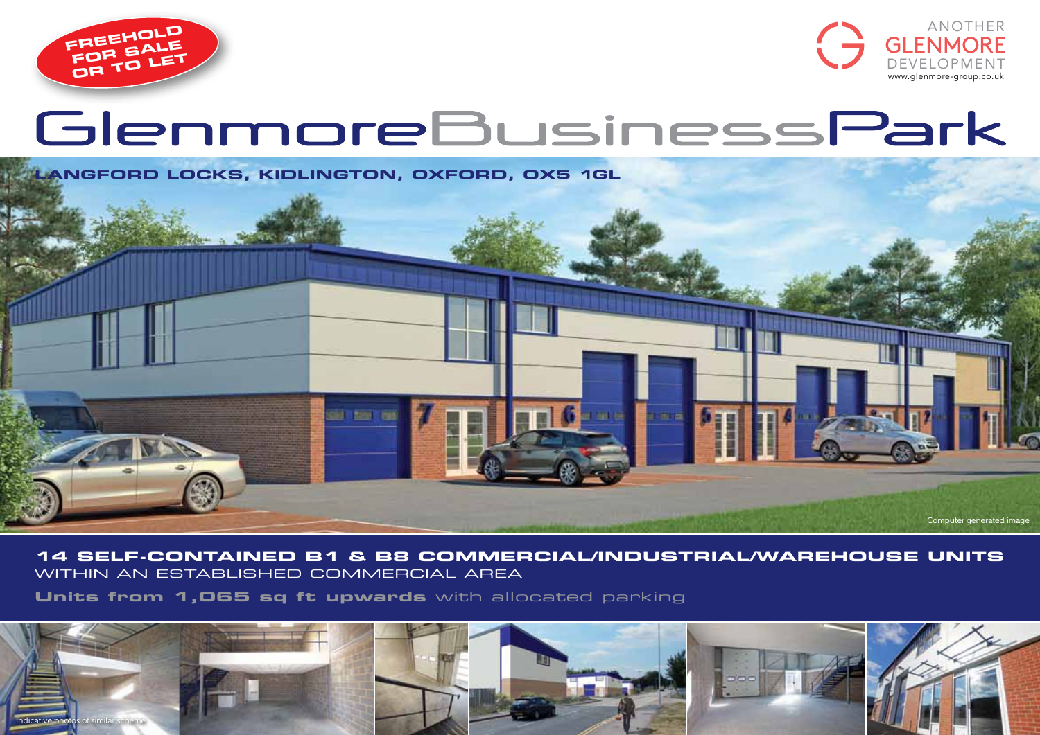FREEHOLD FOR SALE OR TO LET

ANOTHER GLENMORE DEVELOPMENT
www.glenmore-group.co.uk

# GlenmoreBusinessPark

**LANGFORD LOCKS, KIDLINGTON, OXFORD, OX5 1GL**

Computer generated image

**14 SELF-CONTAINED B1 & B8 COMMERCIAL/INDUSTRIAL/WAREHOUSE UNITS**
WITHIN AN ESTABLISHED COMMERCIAL AREA

**Units from 1,065 sq ft upwards** with allocated parking

Indicative photos of similar scheme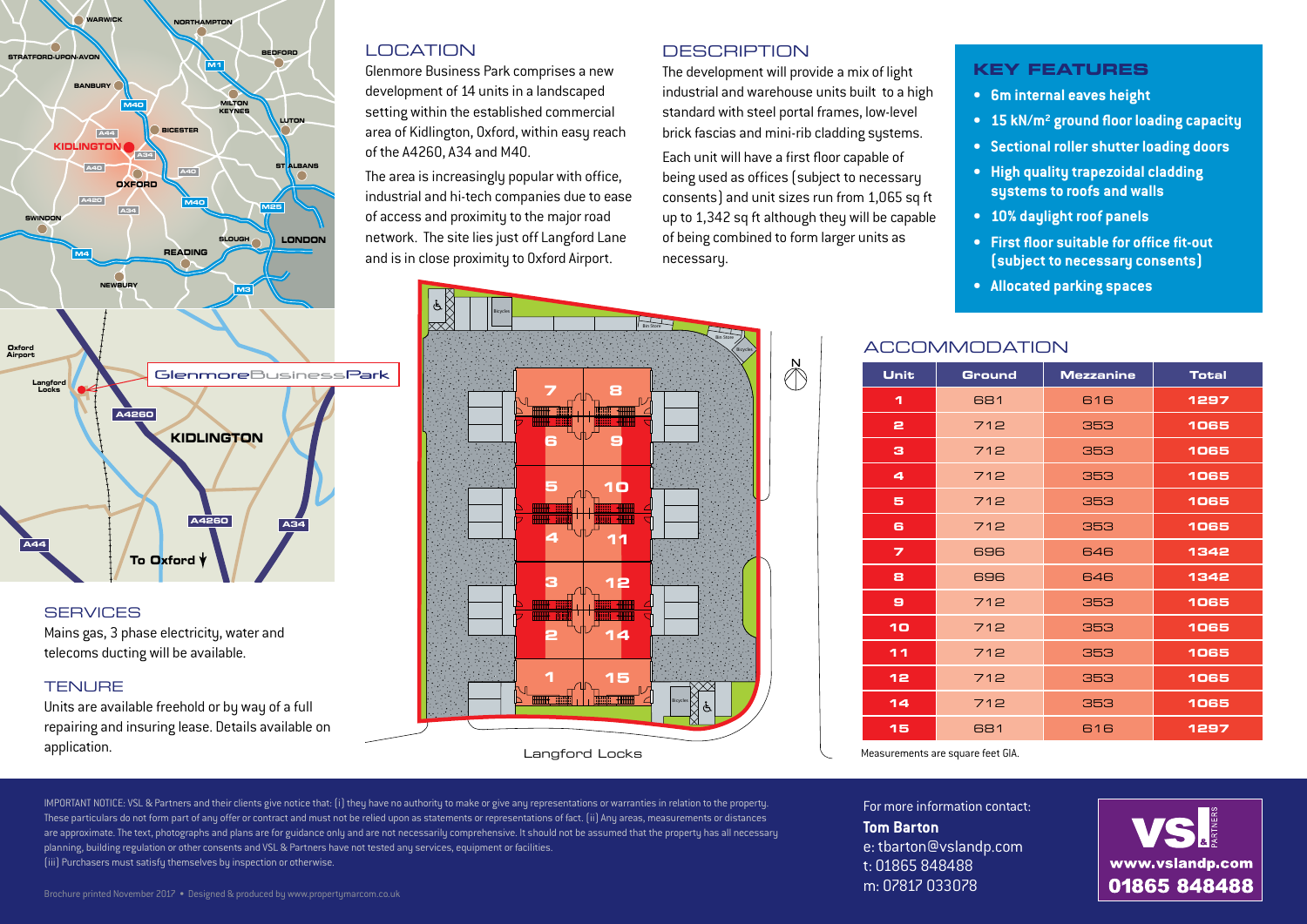## LOCATION

Glenmore Business Park comprises a new development of 14 units in a landscaped setting within the established commercial area of Kidlington, Oxford, within easy reach of the A4260, A34 and M40.

The area is increasingly popular with office, industrial and hi-tech companies due to ease of access and proximity to the major road network. The site lies just off Langford Lane and is in close proximity to Oxford Airport.

## DESCRIPTION

The development will provide a mix of light industrial and warehouse units built to a high standard with steel portal frames, low-level brick fascias and mini-rib cladding systems.

Each unit will have a first floor capable of being used as offices (subject to necessary consents) and unit sizes run from 1,065 sq ft up to 1,342 sq ft although they will be capable of being combined to form larger units as necessary.

## KEY FEATURES

- **6m internal eaves height**
- **15 kN/m² ground floor loading capacity**
- **Sectional roller shutter loading doors**
- **High quality trapezoidal cladding systems to roofs and walls**
- **10% daylight roof panels**
- **First floor suitable for office fit-out (subject to necessary consents)**
- **Allocated parking spaces**

## ACCOMMODATION

| Unit | Ground | Mezzanine | Total |
|---|---|---|---|
| 1 | 681 | 616 | 1297 |
| 2 | 712 | 353 | 1065 |
| 3 | 712 | 353 | 1065 |
| 4 | 712 | 353 | 1065 |
| 5 | 712 | 353 | 1065 |
| 6 | 712 | 353 | 1065 |
| 7 | 696 | 646 | 1342 |
| 8 | 696 | 646 | 1342 |
| 9 | 712 | 353 | 1065 |
| 10 | 712 | 353 | 1065 |
| 11 | 712 | 353 | 1065 |
| 12 | 712 | 353 | 1065 |
| 14 | 712 | 353 | 1065 |
| 15 | 681 | 616 | 1297 |

Measurements are square feet GIA.

## SERVICES

Mains gas, 3 phase electricity, water and telecoms ducting will be available.

## TENURE

Units are available freehold or by way of a full repairing and insuring lease. Details available on application.

IMPORTANT NOTICE: VSL & Partners and their clients give notice that: (i) they have no authority to make or give any representations or warranties in relation to the property. These particulars do not form part of any offer or contract and must not be relied upon as statements or representations of fact. (ii) Any areas, measurements or distances are approximate. The text, photographs and plans are for guidance only and are not necessarily comprehensive. It should not be assumed that the property has all necessary planning, building regulation or other consents and VSL & Partners have not tested any services, equipment or facilities. (iii) Purchasers must satisfy themselves by inspection or otherwise.

Brochure printed November 2017 • Designed & produced by www.propertymarcom.co.uk

For more information contact:

**Tom Barton**

e: tbarton@vslandp.com

t: 01865 848488

m: 07817 033078

**www.vslandp.com**

**01865 848488**